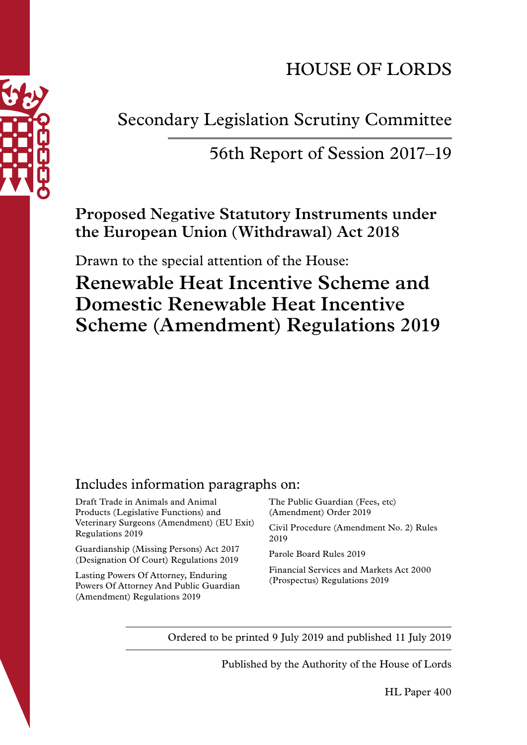# HOUSE OF LORDS

## Secondary Legislation Scrutiny Committee

56th Report of Session 2017–19

**Proposed Negative Statutory Instruments under the European Union (Withdrawal) Act 2018**

Drawn to the special attention of the House:

# Renewable Heat Incentive Scheme and Domestic Renewable Heat Incentive Scheme (Amendment) Regulations 2019

Includes information paragraphs on:

Draft Trade in Animals and Animal Products (Legislative Functions) and Veterinary Surgeons (Amendment) (EU Exit) Regulations 2019

Guardianship (Missing Persons) Act 2017 (Designation Of Court) Regulations 2019

Lasting Powers Of Attorney, Enduring Powers Of Attorney And Public Guardian (Amendment) Regulations 2019

The Public Guardian (Fees, etc) (Amendment) Order 2019

Civil Procedure (Amendment No. 2) Rules 2019

Parole Board Rules 2019

Financial Services and Markets Act 2000 (Prospectus) Regulations 2019

Ordered to be printed 9 July 2019 and published 11 July 2019

Published by the Authority of the House of Lords

HL Paper 400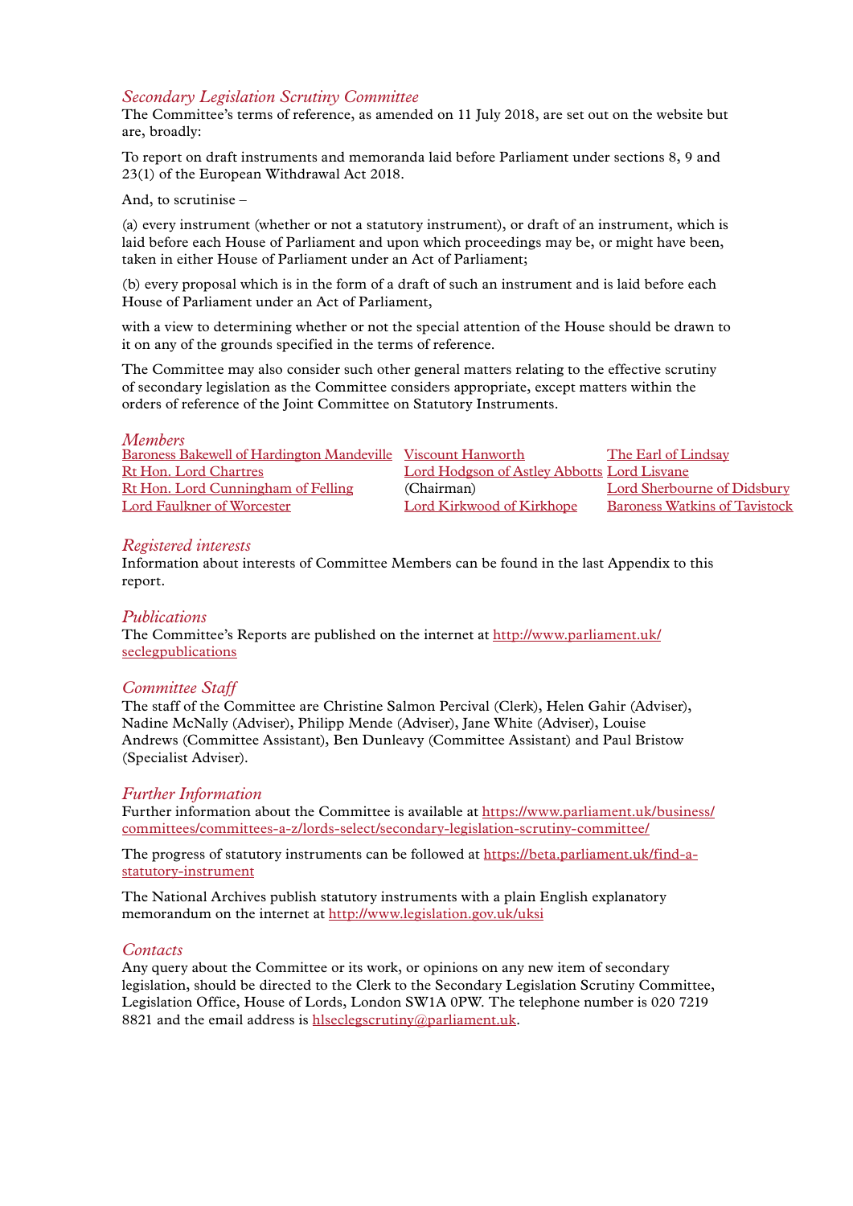### *Secondary Legislation Scrutiny Committee*

The Committee's terms of reference, as amended on 11 July 2018, are set out on the website but are, broadly:

To report on draft instruments and memoranda laid before Parliament under sections 8, 9 and 23(1) of the European Withdrawal Act 2018.

And, to scrutinise –

(a) every instrument (whether or not a statutory instrument), or draft of an instrument, which is laid before each House of Parliament and upon which proceedings may be, or might have been, taken in either House of Parliament under an Act of Parliament;

(b) every proposal which is in the form of a draft of such an instrument and is laid before each House of Parliament under an Act of Parliament,

with a view to determining whether or not the special attention of the House should be drawn to it on any of the grounds specified in the terms of reference.

The Committee may also consider such other general matters relating to the effective scrutiny of secondary legislation as the Committee considers appropriate, except matters within the orders of reference of the Joint Committee on Statutory Instruments.

### *Members*

Baroness Bakewell of Hardington Mandeville
Rt Hon. Lord Chartres
Rt Hon. Lord Cunningham of Felling
Lord Faulkner of Worcester
Viscount Hanworth
Lord Hodgson of Astley Abbotts (Chairman)
Lord Kirkwood of Kirkhope
The Earl of Lindsay
Lord Lisvane
Lord Sherbourne of Didsbury
Baroness Watkins of Tavistock

### *Registered interests*

Information about interests of Committee Members can be found in the last Appendix to this report.

### *Publications*

The Committee's Reports are published on the internet at http://www.parliament.uk/seclegpublications

### *Committee Staff*

The staff of the Committee are Christine Salmon Percival (Clerk), Helen Gahir (Adviser), Nadine McNally (Adviser), Philipp Mende (Adviser), Jane White (Adviser), Louise Andrews (Committee Assistant), Ben Dunleavy (Committee Assistant) and Paul Bristow (Specialist Adviser).

### *Further Information*

Further information about the Committee is available at https://www.parliament.uk/business/committees/committees-a-z/lords-select/secondary-legislation-scrutiny-committee/

The progress of statutory instruments can be followed at https://beta.parliament.uk/find-a-statutory-instrument

The National Archives publish statutory instruments with a plain English explanatory memorandum on the internet at http://www.legislation.gov.uk/uksi

### *Contacts*

Any query about the Committee or its work, or opinions on any new item of secondary legislation, should be directed to the Clerk to the Secondary Legislation Scrutiny Committee, Legislation Office, House of Lords, London SW1A 0PW. The telephone number is 020 7219 8821 and the email address is hlseclegscrutiny@parliament.uk.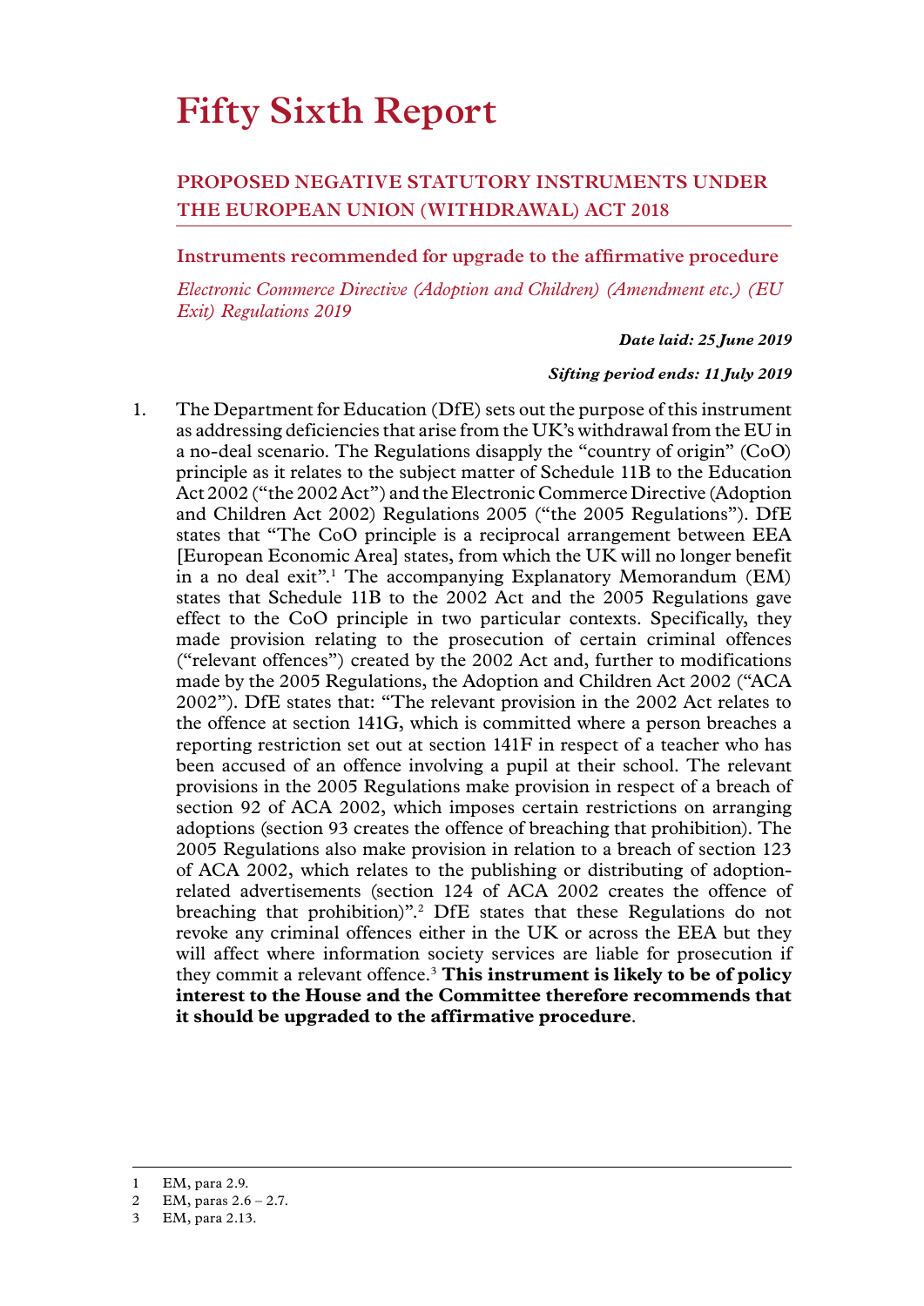# Fifty Sixth Report

## PROPOSED NEGATIVE STATUTORY INSTRUMENTS UNDER THE EUROPEAN UNION (WITHDRAWAL) ACT 2018

### Instruments recommended for upgrade to the affirmative procedure

*Electronic Commerce Directive (Adoption and Children) (Amendment etc.) (EU Exit) Regulations 2019*

***Date laid: 25 June 2019***

***Sifting period ends: 11 July 2019***

1. The Department for Education (DfE) sets out the purpose of this instrument as addressing deficiencies that arise from the UK's withdrawal from the EU in a no-deal scenario. The Regulations disapply the "country of origin" (CoO) principle as it relates to the subject matter of Schedule 11B to the Education Act 2002 ("the 2002 Act") and the Electronic Commerce Directive (Adoption and Children Act 2002) Regulations 2005 ("the 2005 Regulations"). DfE states that "The CoO principle is a reciprocal arrangement between EEA [European Economic Area] states, from which the UK will no longer benefit in a no deal exit".[1] The accompanying Explanatory Memorandum (EM) states that Schedule 11B to the 2002 Act and the 2005 Regulations gave effect to the CoO principle in two particular contexts. Specifically, they made provision relating to the prosecution of certain criminal offences ("relevant offences") created by the 2002 Act and, further to modifications made by the 2005 Regulations, the Adoption and Children Act 2002 ("ACA 2002"). DfE states that: "The relevant provision in the 2002 Act relates to the offence at section 141G, which is committed where a person breaches a reporting restriction set out at section 141F in respect of a teacher who has been accused of an offence involving a pupil at their school. The relevant provisions in the 2005 Regulations make provision in respect of a breach of section 92 of ACA 2002, which imposes certain restrictions on arranging adoptions (section 93 creates the offence of breaching that prohibition). The 2005 Regulations also make provision in relation to a breach of section 123 of ACA 2002, which relates to the publishing or distributing of adoption-related advertisements (section 124 of ACA 2002 creates the offence of breaching that prohibition)".[2] DfE states that these Regulations do not revoke any criminal offences either in the UK or across the EEA but they will affect where information society services are liable for prosecution if they commit a relevant offence.[3] **This instrument is likely to be of policy interest to the House and the Committee therefore recommends that it should be upgraded to the affirmative procedure**.

---

1 EM, para 2.9.

2 EM, paras 2.6 – 2.7.

3 EM, para 2.13.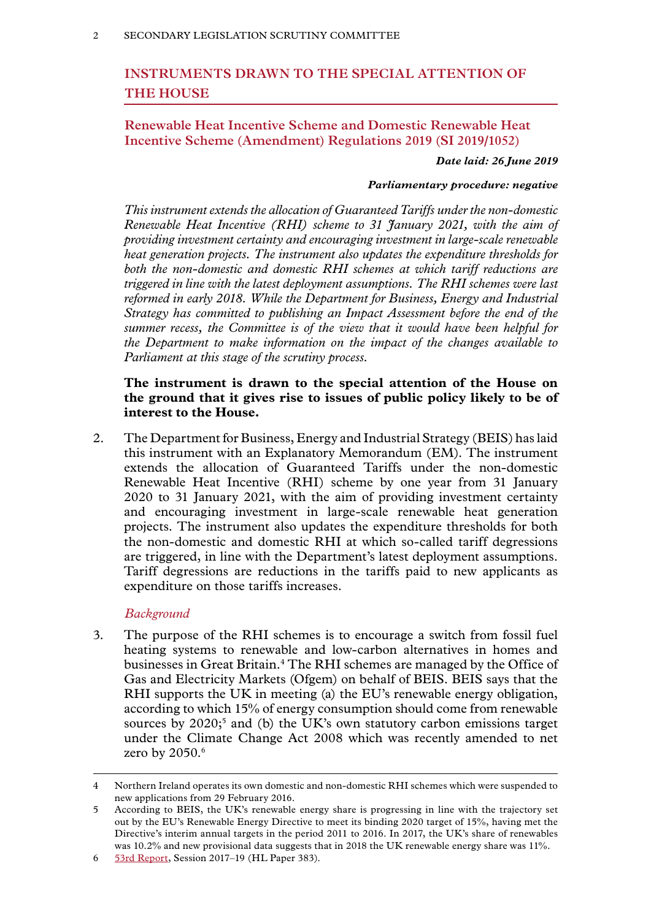## INSTRUMENTS DRAWN TO THE SPECIAL ATTENTION OF THE HOUSE

### Renewable Heat Incentive Scheme and Domestic Renewable Heat Incentive Scheme (Amendment) Regulations 2019 (SI 2019/1052)

***Date laid: 26 June 2019***

***Parliamentary procedure: negative***

*This instrument extends the allocation of Guaranteed Tariffs under the non-domestic Renewable Heat Incentive (RHI) scheme to 31 January 2021, with the aim of providing investment certainty and encouraging investment in large-scale renewable heat generation projects. The instrument also updates the expenditure thresholds for both the non-domestic and domestic RHI schemes at which tariff reductions are triggered in line with the latest deployment assumptions. The RHI schemes were last reformed in early 2018. While the Department for Business, Energy and Industrial Strategy has committed to publishing an Impact Assessment before the end of the summer recess, the Committee is of the view that it would have been helpful for the Department to make information on the impact of the changes available to Parliament at this stage of the scrutiny process.*

**The instrument is drawn to the special attention of the House on the ground that it gives rise to issues of public policy likely to be of interest to the House.**

2. The Department for Business, Energy and Industrial Strategy (BEIS) has laid this instrument with an Explanatory Memorandum (EM). The instrument extends the allocation of Guaranteed Tariffs under the non-domestic Renewable Heat Incentive (RHI) scheme by one year from 31 January 2020 to 31 January 2021, with the aim of providing investment certainty and encouraging investment in large-scale renewable heat generation projects. The instrument also updates the expenditure thresholds for both the non-domestic and domestic RHI at which so-called tariff degressions are triggered, in line with the Department's latest deployment assumptions. Tariff degressions are reductions in the tariffs paid to new applicants as expenditure on those tariffs increases.

*Background*

3. The purpose of the RHI schemes is to encourage a switch from fossil fuel heating systems to renewable and low-carbon alternatives in homes and businesses in Great Britain.[4] The RHI schemes are managed by the Office of Gas and Electricity Markets (Ofgem) on behalf of BEIS. BEIS says that the RHI supports the UK in meeting (a) the EU's renewable energy obligation, according to which 15% of energy consumption should come from renewable sources by 2020;[5] and (b) the UK's own statutory carbon emissions target under the Climate Change Act 2008 which was recently amended to net zero by 2050.[6]

---

4 Northern Ireland operates its own domestic and non-domestic RHI schemes which were suspended to new applications from 29 February 2016.

5 According to BEIS, the UK's renewable energy share is progressing in line with the trajectory set out by the EU's Renewable Energy Directive to meet its binding 2020 target of 15%, having met the Directive's interim annual targets in the period 2011 to 2016. In 2017, the UK's share of renewables was 10.2% and new provisional data suggests that in 2018 the UK renewable energy share was 11%.

6 53rd Report, Session 2017–19 (HL Paper 383).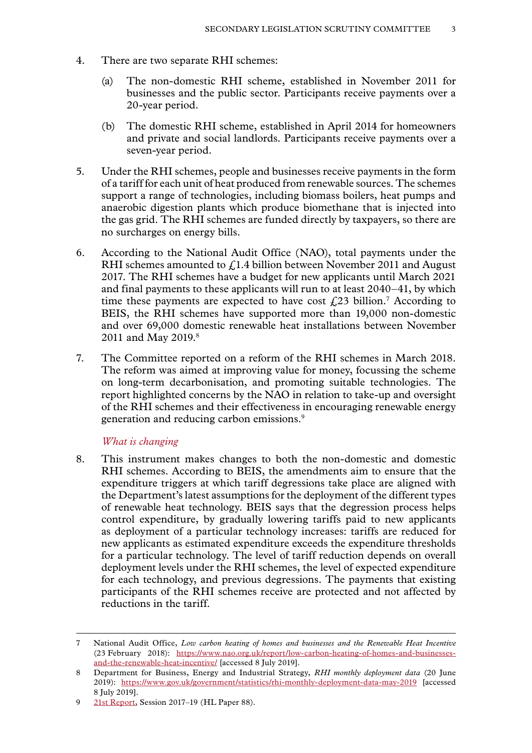4. There are two separate RHI schemes:

   (a) The non-domestic RHI scheme, established in November 2011 for businesses and the public sector. Participants receive payments over a 20-year period.

   (b) The domestic RHI scheme, established in April 2014 for homeowners and private and social landlords. Participants receive payments over a seven-year period.

5. Under the RHI schemes, people and businesses receive payments in the form of a tariff for each unit of heat produced from renewable sources. The schemes support a range of technologies, including biomass boilers, heat pumps and anaerobic digestion plants which produce biomethane that is injected into the gas grid. The RHI schemes are funded directly by taxpayers, so there are no surcharges on energy bills.

6. According to the National Audit Office (NAO), total payments under the RHI schemes amounted to £1.4 billion between November 2011 and August 2017. The RHI schemes have a budget for new applicants until March 2021 and final payments to these applicants will run to at least 2040–41, by which time these payments are expected to have cost £23 billion.[7] According to BEIS, the RHI schemes have supported more than 19,000 non-domestic and over 69,000 domestic renewable heat installations between November 2011 and May 2019.[8]

7. The Committee reported on a reform of the RHI schemes in March 2018. The reform was aimed at improving value for money, focussing the scheme on long-term decarbonisation, and promoting suitable technologies. The report highlighted concerns by the NAO in relation to take-up and oversight of the RHI schemes and their effectiveness in encouraging renewable energy generation and reducing carbon emissions.[9]

### *What is changing*

8. This instrument makes changes to both the non-domestic and domestic RHI schemes. According to BEIS, the amendments aim to ensure that the expenditure triggers at which tariff degressions take place are aligned with the Department's latest assumptions for the deployment of the different types of renewable heat technology. BEIS says that the degression process helps control expenditure, by gradually lowering tariffs paid to new applicants as deployment of a particular technology increases: tariffs are reduced for new applicants as estimated expenditure exceeds the expenditure thresholds for a particular technology. The level of tariff reduction depends on overall deployment levels under the RHI schemes, the level of expected expenditure for each technology, and previous degressions. The payments that existing participants of the RHI schemes receive are protected and not affected by reductions in the tariff.

---

7 National Audit Office, *Low carbon heating of homes and businesses and the Renewable Heat Incentive* (23 February 2018): https://www.nao.org.uk/report/low-carbon-heating-of-homes-and-businesses-and-the-renewable-heat-incentive/ [accessed 8 July 2019].

8 Department for Business, Energy and Industrial Strategy, *RHI monthly deployment data* (20 June 2019): https://www.gov.uk/government/statistics/rhi-monthly-deployment-data-may-2019 [accessed 8 July 2019].

9 21st Report, Session 2017–19 (HL Paper 88).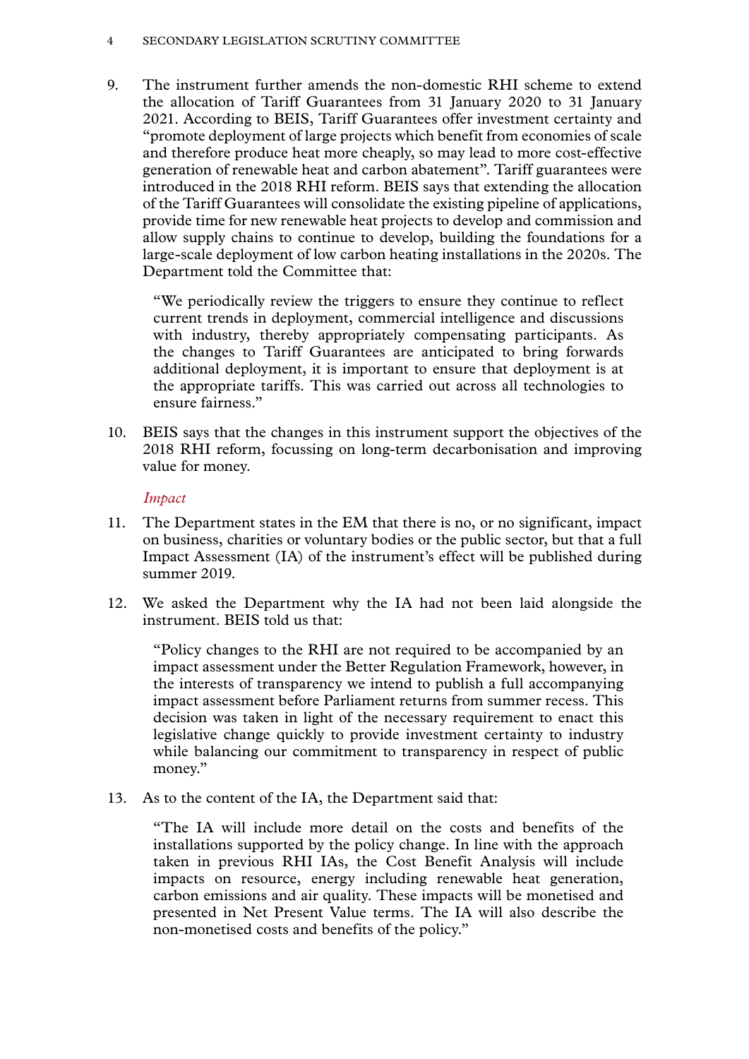9. The instrument further amends the non-domestic RHI scheme to extend the allocation of Tariff Guarantees from 31 January 2020 to 31 January 2021. According to BEIS, Tariff Guarantees offer investment certainty and "promote deployment of large projects which benefit from economies of scale and therefore produce heat more cheaply, so may lead to more cost-effective generation of renewable heat and carbon abatement". Tariff guarantees were introduced in the 2018 RHI reform. BEIS says that extending the allocation of the Tariff Guarantees will consolidate the existing pipeline of applications, provide time for new renewable heat projects to develop and commission and allow supply chains to continue to develop, building the foundations for a large-scale deployment of low carbon heating installations in the 2020s. The Department told the Committee that:

> "We periodically review the triggers to ensure they continue to reflect current trends in deployment, commercial intelligence and discussions with industry, thereby appropriately compensating participants. As the changes to Tariff Guarantees are anticipated to bring forwards additional deployment, it is important to ensure that deployment is at the appropriate tariffs. This was carried out across all technologies to ensure fairness."

10. BEIS says that the changes in this instrument support the objectives of the 2018 RHI reform, focussing on long-term decarbonisation and improving value for money.

*Impact*

11. The Department states in the EM that there is no, or no significant, impact on business, charities or voluntary bodies or the public sector, but that a full Impact Assessment (IA) of the instrument's effect will be published during summer 2019.

12. We asked the Department why the IA had not been laid alongside the instrument. BEIS told us that:

> "Policy changes to the RHI are not required to be accompanied by an impact assessment under the Better Regulation Framework, however, in the interests of transparency we intend to publish a full accompanying impact assessment before Parliament returns from summer recess. This decision was taken in light of the necessary requirement to enact this legislative change quickly to provide investment certainty to industry while balancing our commitment to transparency in respect of public money."

13. As to the content of the IA, the Department said that:

> "The IA will include more detail on the costs and benefits of the installations supported by the policy change. In line with the approach taken in previous RHI IAs, the Cost Benefit Analysis will include impacts on resource, energy including renewable heat generation, carbon emissions and air quality. These impacts will be monetised and presented in Net Present Value terms. The IA will also describe the non-monetised costs and benefits of the policy."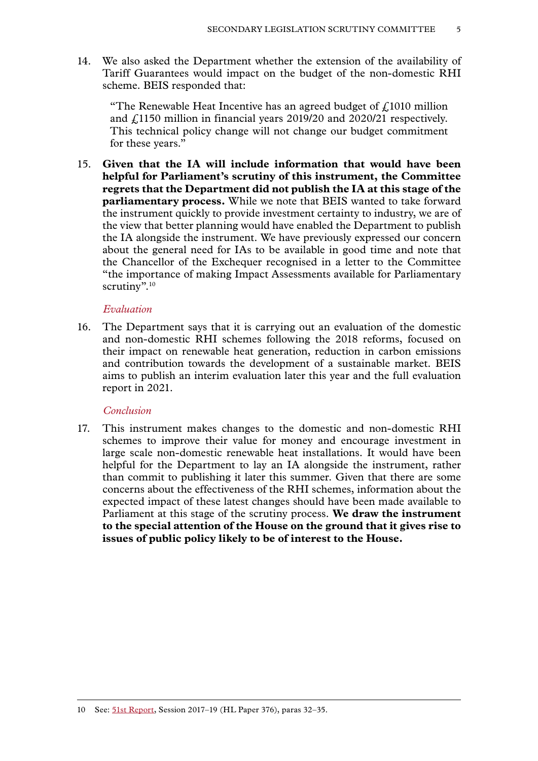14. We also asked the Department whether the extension of the availability of Tariff Guarantees would impact on the budget of the non-domestic RHI scheme. BEIS responded that:

> "The Renewable Heat Incentive has an agreed budget of £1010 million and £1150 million in financial years 2019/20 and 2020/21 respectively. This technical policy change will not change our budget commitment for these years."

15. **Given that the IA will include information that would have been helpful for Parliament's scrutiny of this instrument, the Committee regrets that the Department did not publish the IA at this stage of the parliamentary process.** While we note that BEIS wanted to take forward the instrument quickly to provide investment certainty to industry, we are of the view that better planning would have enabled the Department to publish the IA alongside the instrument. We have previously expressed our concern about the general need for IAs to be available in good time and note that the Chancellor of the Exchequer recognised in a letter to the Committee "the importance of making Impact Assessments available for Parliamentary scrutiny".[10]

### *Evaluation*

16. The Department says that it is carrying out an evaluation of the domestic and non-domestic RHI schemes following the 2018 reforms, focused on their impact on renewable heat generation, reduction in carbon emissions and contribution towards the development of a sustainable market. BEIS aims to publish an interim evaluation later this year and the full evaluation report in 2021.

### *Conclusion*

17. This instrument makes changes to the domestic and non-domestic RHI schemes to improve their value for money and encourage investment in large scale non-domestic renewable heat installations. It would have been helpful for the Department to lay an IA alongside the instrument, rather than commit to publishing it later this summer. Given that there are some concerns about the effectiveness of the RHI schemes, information about the expected impact of these latest changes should have been made available to Parliament at this stage of the scrutiny process. **We draw the instrument to the special attention of the House on the ground that it gives rise to issues of public policy likely to be of interest to the House.**

---

10 See: 51st Report, Session 2017–19 (HL Paper 376), paras 32–35.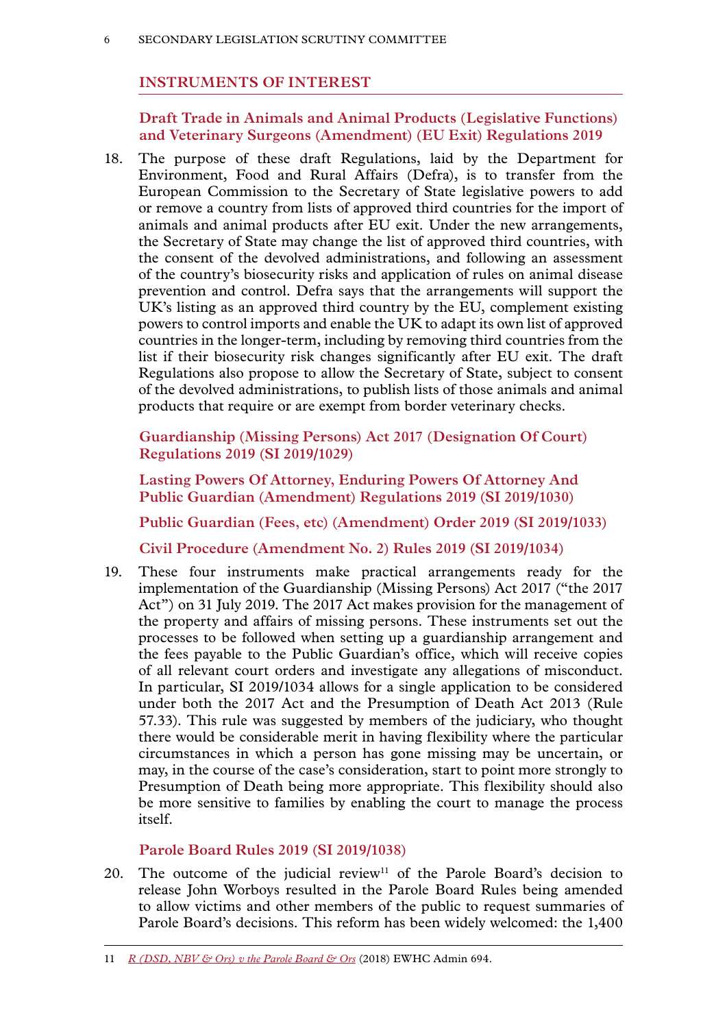## INSTRUMENTS OF INTEREST

### Draft Trade in Animals and Animal Products (Legislative Functions) and Veterinary Surgeons (Amendment) (EU Exit) Regulations 2019

18. The purpose of these draft Regulations, laid by the Department for Environment, Food and Rural Affairs (Defra), is to transfer from the European Commission to the Secretary of State legislative powers to add or remove a country from lists of approved third countries for the import of animals and animal products after EU exit. Under the new arrangements, the Secretary of State may change the list of approved third countries, with the consent of the devolved administrations, and following an assessment of the country's biosecurity risks and application of rules on animal disease prevention and control. Defra says that the arrangements will support the UK's listing as an approved third country by the EU, complement existing powers to control imports and enable the UK to adapt its own list of approved countries in the longer-term, including by removing third countries from the list if their biosecurity risk changes significantly after EU exit. The draft Regulations also propose to allow the Secretary of State, subject to consent of the devolved administrations, to publish lists of those animals and animal products that require or are exempt from border veterinary checks.

### Guardianship (Missing Persons) Act 2017 (Designation Of Court) Regulations 2019 (SI 2019/1029)

### Lasting Powers Of Attorney, Enduring Powers Of Attorney And Public Guardian (Amendment) Regulations 2019 (SI 2019/1030)

### Public Guardian (Fees, etc) (Amendment) Order 2019 (SI 2019/1033)

### Civil Procedure (Amendment No. 2) Rules 2019 (SI 2019/1034)

19. These four instruments make practical arrangements ready for the implementation of the Guardianship (Missing Persons) Act 2017 ("the 2017 Act") on 31 July 2019. The 2017 Act makes provision for the management of the property and affairs of missing persons. These instruments set out the processes to be followed when setting up a guardianship arrangement and the fees payable to the Public Guardian's office, which will receive copies of all relevant court orders and investigate any allegations of misconduct. In particular, SI 2019/1034 allows for a single application to be considered under both the 2017 Act and the Presumption of Death Act 2013 (Rule 57.33). This rule was suggested by members of the judiciary, who thought there would be considerable merit in having flexibility where the particular circumstances in which a person has gone missing may be uncertain, or may, in the course of the case's consideration, start to point more strongly to Presumption of Death being more appropriate. This flexibility should also be more sensitive to families by enabling the court to manage the process itself.

### Parole Board Rules 2019 (SI 2019/1038)

20. The outcome of the judicial review[11] of the Parole Board's decision to release John Worboys resulted in the Parole Board Rules being amended to allow victims and other members of the public to request summaries of Parole Board's decisions. This reform has been widely welcomed: the 1,400

---

11 *R (DSD, NBV & Ors) v the Parole Board & Ors* (2018) EWHC Admin 694.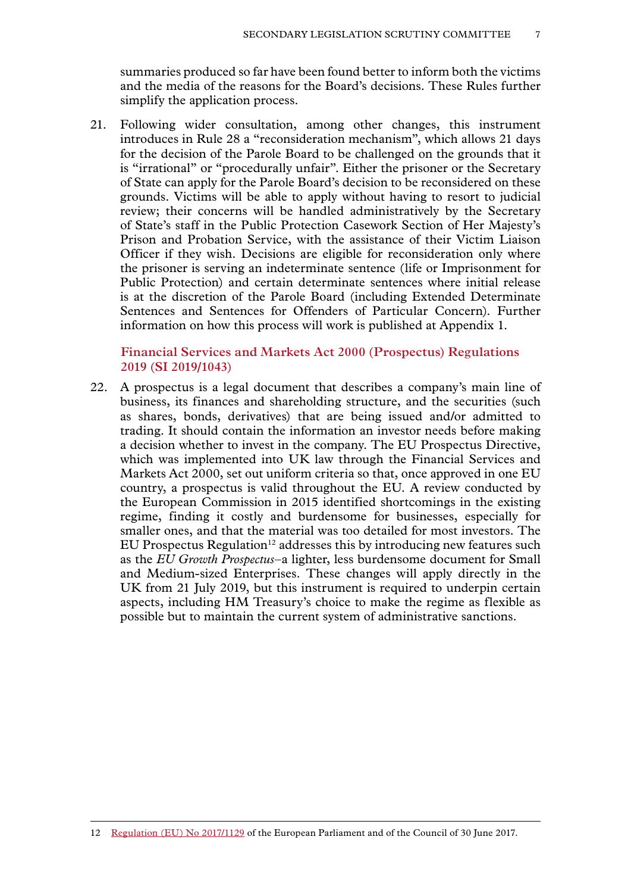summaries produced so far have been found better to inform both the victims and the media of the reasons for the Board's decisions. These Rules further simplify the application process.

21. Following wider consultation, among other changes, this instrument introduces in Rule 28 a "reconsideration mechanism", which allows 21 days for the decision of the Parole Board to be challenged on the grounds that it is "irrational" or "procedurally unfair". Either the prisoner or the Secretary of State can apply for the Parole Board's decision to be reconsidered on these grounds. Victims will be able to apply without having to resort to judicial review; their concerns will be handled administratively by the Secretary of State's staff in the Public Protection Casework Section of Her Majesty's Prison and Probation Service, with the assistance of their Victim Liaison Officer if they wish. Decisions are eligible for reconsideration only where the prisoner is serving an indeterminate sentence (life or Imprisonment for Public Protection) and certain determinate sentences where initial release is at the discretion of the Parole Board (including Extended Determinate Sentences and Sentences for Offenders of Particular Concern). Further information on how this process will work is published at Appendix 1.

### Financial Services and Markets Act 2000 (Prospectus) Regulations 2019 (SI 2019/1043)

22. A prospectus is a legal document that describes a company's main line of business, its finances and shareholding structure, and the securities (such as shares, bonds, derivatives) that are being issued and/or admitted to trading. It should contain the information an investor needs before making a decision whether to invest in the company. The EU Prospectus Directive, which was implemented into UK law through the Financial Services and Markets Act 2000, set out uniform criteria so that, once approved in one EU country, a prospectus is valid throughout the EU. A review conducted by the European Commission in 2015 identified shortcomings in the existing regime, finding it costly and burdensome for businesses, especially for smaller ones, and that the material was too detailed for most investors. The EU Prospectus Regulation[12] addresses this by introducing new features such as the *EU Growth Prospectus*–a lighter, less burdensome document for Small and Medium-sized Enterprises. These changes will apply directly in the UK from 21 July 2019, but this instrument is required to underpin certain aspects, including HM Treasury's choice to make the regime as flexible as possible but to maintain the current system of administrative sanctions.

---

12 Regulation (EU) No 2017/1129 of the European Parliament and of the Council of 30 June 2017.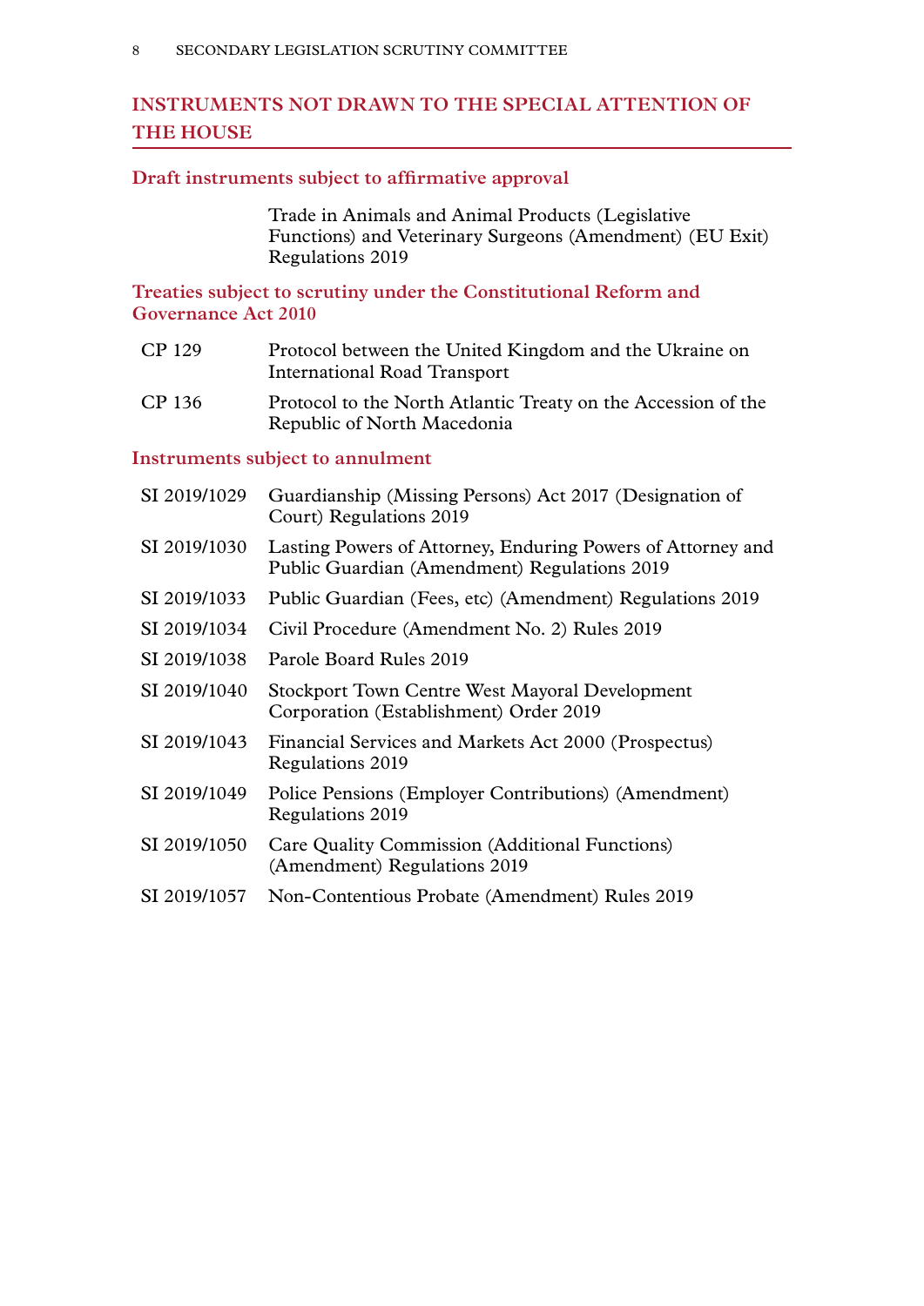## INSTRUMENTS NOT DRAWN TO THE SPECIAL ATTENTION OF THE HOUSE

### Draft instruments subject to affirmative approval

| | |
|---|---|
| | Trade in Animals and Animal Products (Legislative Functions) and Veterinary Surgeons (Amendment) (EU Exit) Regulations 2019 |

### Treaties subject to scrutiny under the Constitutional Reform and Governance Act 2010

| | |
|---|---|
| CP 129 | Protocol between the United Kingdom and the Ukraine on International Road Transport |
| CP 136 | Protocol to the North Atlantic Treaty on the Accession of the Republic of North Macedonia |

### Instruments subject to annulment

| | |
|---|---|
| SI 2019/1029 | Guardianship (Missing Persons) Act 2017 (Designation of Court) Regulations 2019 |
| SI 2019/1030 | Lasting Powers of Attorney, Enduring Powers of Attorney and Public Guardian (Amendment) Regulations 2019 |
| SI 2019/1033 | Public Guardian (Fees, etc) (Amendment) Regulations 2019 |
| SI 2019/1034 | Civil Procedure (Amendment No. 2) Rules 2019 |
| SI 2019/1038 | Parole Board Rules 2019 |
| SI 2019/1040 | Stockport Town Centre West Mayoral Development Corporation (Establishment) Order 2019 |
| SI 2019/1043 | Financial Services and Markets Act 2000 (Prospectus) Regulations 2019 |
| SI 2019/1049 | Police Pensions (Employer Contributions) (Amendment) Regulations 2019 |
| SI 2019/1050 | Care Quality Commission (Additional Functions) (Amendment) Regulations 2019 |
| SI 2019/1057 | Non-Contentious Probate (Amendment) Rules 2019 |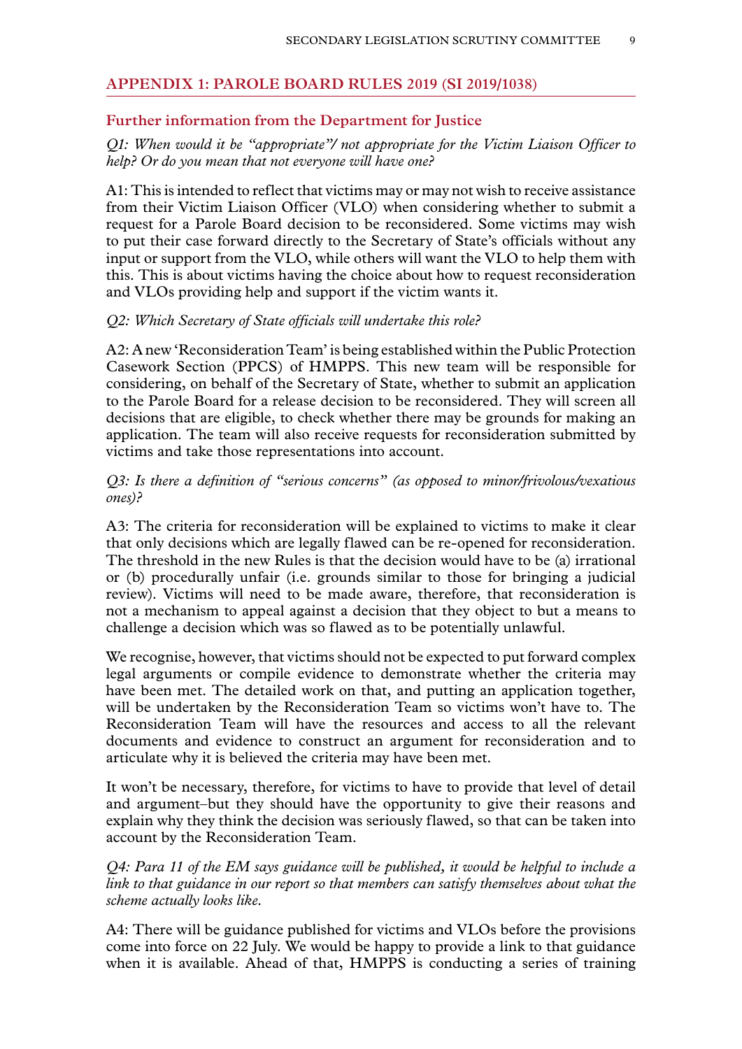## APPENDIX 1: PAROLE BOARD RULES 2019 (SI 2019/1038)

### Further information from the Department for Justice

*Q1: When would it be "appropriate"/ not appropriate for the Victim Liaison Officer to help? Or do you mean that not everyone will have one?*

A1: This is intended to reflect that victims may or may not wish to receive assistance from their Victim Liaison Officer (VLO) when considering whether to submit a request for a Parole Board decision to be reconsidered. Some victims may wish to put their case forward directly to the Secretary of State's officials without any input or support from the VLO, while others will want the VLO to help them with this. This is about victims having the choice about how to request reconsideration and VLOs providing help and support if the victim wants it.

*Q2: Which Secretary of State officials will undertake this role?*

A2: A new 'Reconsideration Team' is being established within the Public Protection Casework Section (PPCS) of HMPPS. This new team will be responsible for considering, on behalf of the Secretary of State, whether to submit an application to the Parole Board for a release decision to be reconsidered. They will screen all decisions that are eligible, to check whether there may be grounds for making an application. The team will also receive requests for reconsideration submitted by victims and take those representations into account.

*Q3: Is there a definition of "serious concerns" (as opposed to minor/frivolous/vexatious ones)?*

A3: The criteria for reconsideration will be explained to victims to make it clear that only decisions which are legally flawed can be re-opened for reconsideration. The threshold in the new Rules is that the decision would have to be (a) irrational or (b) procedurally unfair (i.e. grounds similar to those for bringing a judicial review). Victims will need to be made aware, therefore, that reconsideration is not a mechanism to appeal against a decision that they object to but a means to challenge a decision which was so flawed as to be potentially unlawful.

We recognise, however, that victims should not be expected to put forward complex legal arguments or compile evidence to demonstrate whether the criteria may have been met. The detailed work on that, and putting an application together, will be undertaken by the Reconsideration Team so victims won't have to. The Reconsideration Team will have the resources and access to all the relevant documents and evidence to construct an argument for reconsideration and to articulate why it is believed the criteria may have been met.

It won't be necessary, therefore, for victims to have to provide that level of detail and argument–but they should have the opportunity to give their reasons and explain why they think the decision was seriously flawed, so that can be taken into account by the Reconsideration Team.

*Q4: Para 11 of the EM says guidance will be published, it would be helpful to include a link to that guidance in our report so that members can satisfy themselves about what the scheme actually looks like.*

A4: There will be guidance published for victims and VLOs before the provisions come into force on 22 July. We would be happy to provide a link to that guidance when it is available. Ahead of that, HMPPS is conducting a series of training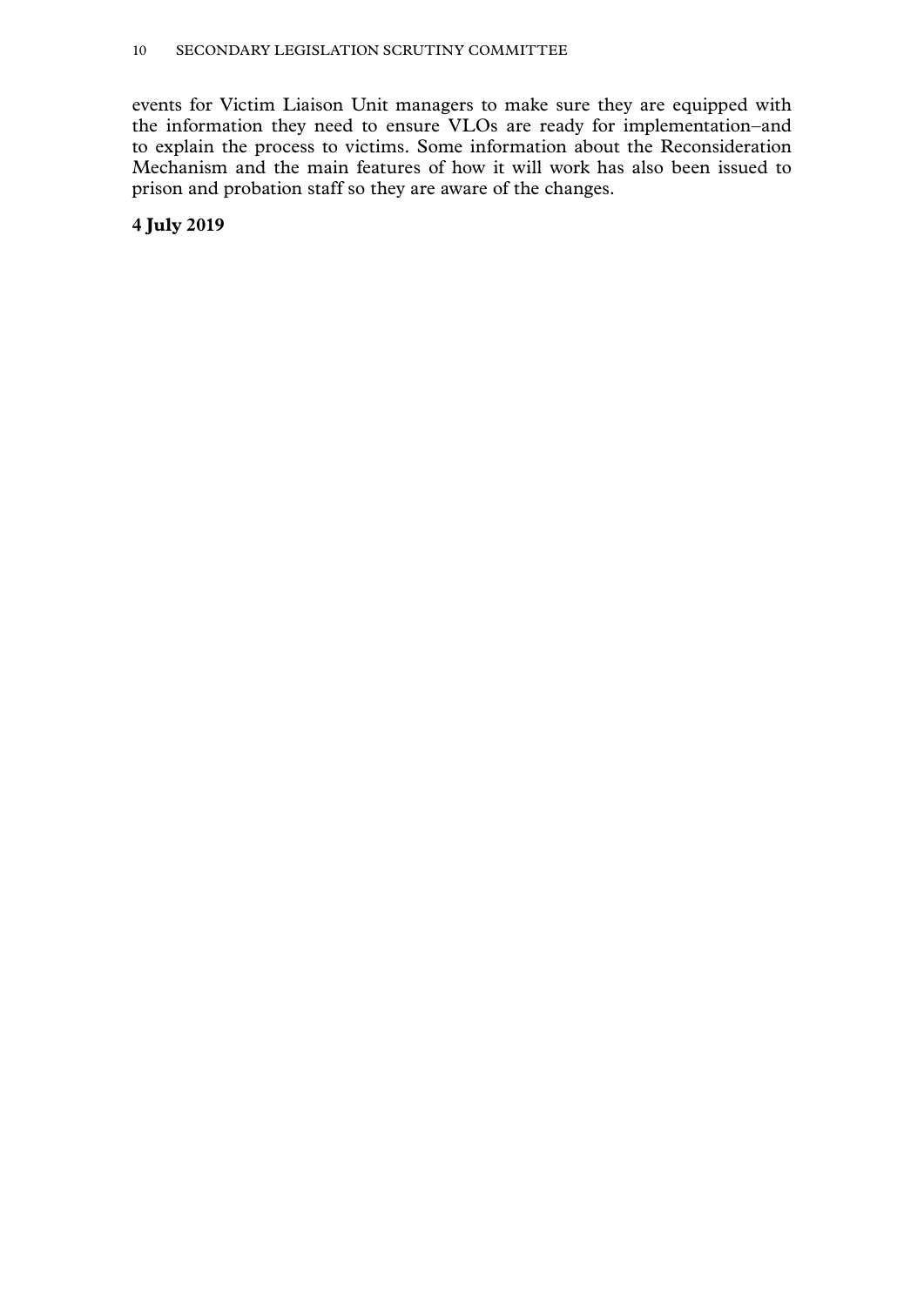events for Victim Liaison Unit managers to make sure they are equipped with the information they need to ensure VLOs are ready for implementation–and to explain the process to victims. Some information about the Reconsideration Mechanism and the main features of how it will work has also been issued to prison and probation staff so they are aware of the changes.

**4 July 2019**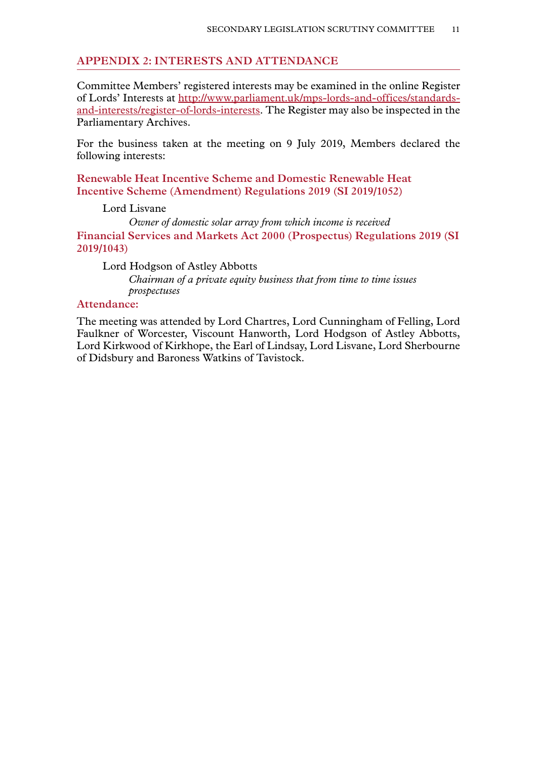## APPENDIX 2: INTERESTS AND ATTENDANCE

Committee Members' registered interests may be examined in the online Register of Lords' Interests at [http://www.parliament.uk/mps-lords-and-offices/standards-and-interests/register-of-lords-interests](http://www.parliament.uk/mps-lords-and-offices/standards-and-interests/register-of-lords-interests). The Register may also be inspected in the Parliamentary Archives.

For the business taken at the meeting on 9 July 2019, Members declared the following interests:

### Renewable Heat Incentive Scheme and Domestic Renewable Heat Incentive Scheme (Amendment) Regulations 2019 (SI 2019/1052)

Lord Lisvane

*Owner of domestic solar array from which income is received*

### Financial Services and Markets Act 2000 (Prospectus) Regulations 2019 (SI 2019/1043)

Lord Hodgson of Astley Abbotts

*Chairman of a private equity business that from time to time issues prospectuses*

### Attendance:

The meeting was attended by Lord Chartres, Lord Cunningham of Felling, Lord Faulkner of Worcester, Viscount Hanworth, Lord Hodgson of Astley Abbotts, Lord Kirkwood of Kirkhope, the Earl of Lindsay, Lord Lisvane, Lord Sherbourne of Didsbury and Baroness Watkins of Tavistock.